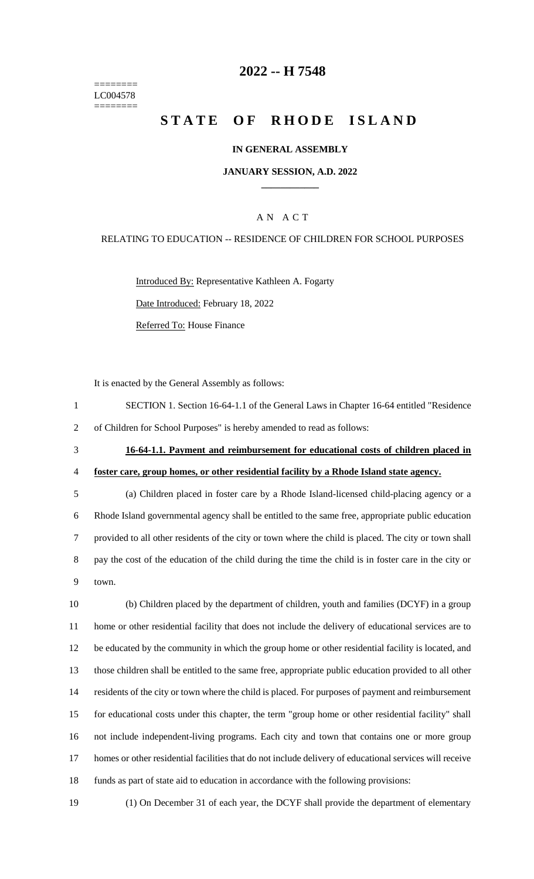========
LC004578
========

# 2022 -- H 7548

# STATE OF RHODE ISLAND

**IN GENERAL ASSEMBLY**

**JANUARY SESSION, A.D. 2022**

____________

A N A C T

RELATING TO EDUCATION -- RESIDENCE OF CHILDREN FOR SCHOOL PURPOSES

Introduced By: Representative Kathleen A. Fogarty

Date Introduced: February 18, 2022

Referred To: House Finance

It is enacted by the General Assembly as follows:

SECTION 1. Section 16-64-1.1 of the General Laws in Chapter 16-64 entitled "Residence of Children for School Purposes" is hereby amended to read as follows:

**16-64-1.1. Payment and reimbursement for educational costs of children placed in foster care, group homes, or other residential facility by a Rhode Island state agency.**

(a) Children placed in foster care by a Rhode Island-licensed child-placing agency or a Rhode Island governmental agency shall be entitled to the same free, appropriate public education provided to all other residents of the city or town where the child is placed. The city or town shall pay the cost of the education of the child during the time the child is in foster care in the city or town.

(b) Children placed by the department of children, youth and families (DCYF) in a group home or other residential facility that does not include the delivery of educational services are to be educated by the community in which the group home or other residential facility is located, and those children shall be entitled to the same free, appropriate public education provided to all other residents of the city or town where the child is placed. For purposes of payment and reimbursement for educational costs under this chapter, the term "group home or other residential facility" shall not include independent-living programs. Each city and town that contains one or more group homes or other residential facilities that do not include delivery of educational services will receive funds as part of state aid to education in accordance with the following provisions:

(1) On December 31 of each year, the DCYF shall provide the department of elementary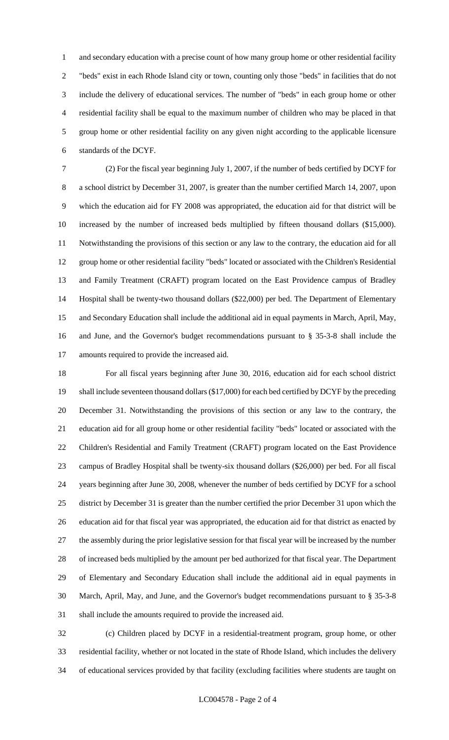and secondary education with a precise count of how many group home or other residential facility "beds" exist in each Rhode Island city or town, counting only those "beds" in facilities that do not include the delivery of educational services. The number of "beds" in each group home or other residential facility shall be equal to the maximum number of children who may be placed in that group home or other residential facility on any given night according to the applicable licensure standards of the DCYF.

(2) For the fiscal year beginning July 1, 2007, if the number of beds certified by DCYF for a school district by December 31, 2007, is greater than the number certified March 14, 2007, upon which the education aid for FY 2008 was appropriated, the education aid for that district will be increased by the number of increased beds multiplied by fifteen thousand dollars ($15,000). Notwithstanding the provisions of this section or any law to the contrary, the education aid for all group home or other residential facility "beds" located or associated with the Children's Residential and Family Treatment (CRAFT) program located on the East Providence campus of Bradley Hospital shall be twenty-two thousand dollars ($22,000) per bed. The Department of Elementary and Secondary Education shall include the additional aid in equal payments in March, April, May, and June, and the Governor's budget recommendations pursuant to § 35-3-8 shall include the amounts required to provide the increased aid.

For all fiscal years beginning after June 30, 2016, education aid for each school district shall include seventeen thousand dollars ($17,000) for each bed certified by DCYF by the preceding December 31. Notwithstanding the provisions of this section or any law to the contrary, the education aid for all group home or other residential facility "beds" located or associated with the Children's Residential and Family Treatment (CRAFT) program located on the East Providence campus of Bradley Hospital shall be twenty-six thousand dollars ($26,000) per bed. For all fiscal years beginning after June 30, 2008, whenever the number of beds certified by DCYF for a school district by December 31 is greater than the number certified the prior December 31 upon which the education aid for that fiscal year was appropriated, the education aid for that district as enacted by the assembly during the prior legislative session for that fiscal year will be increased by the number of increased beds multiplied by the amount per bed authorized for that fiscal year. The Department of Elementary and Secondary Education shall include the additional aid in equal payments in March, April, May, and June, and the Governor's budget recommendations pursuant to § 35-3-8 shall include the amounts required to provide the increased aid.

(c) Children placed by DCYF in a residential-treatment program, group home, or other residential facility, whether or not located in the state of Rhode Island, which includes the delivery of educational services provided by that facility (excluding facilities where students are taught on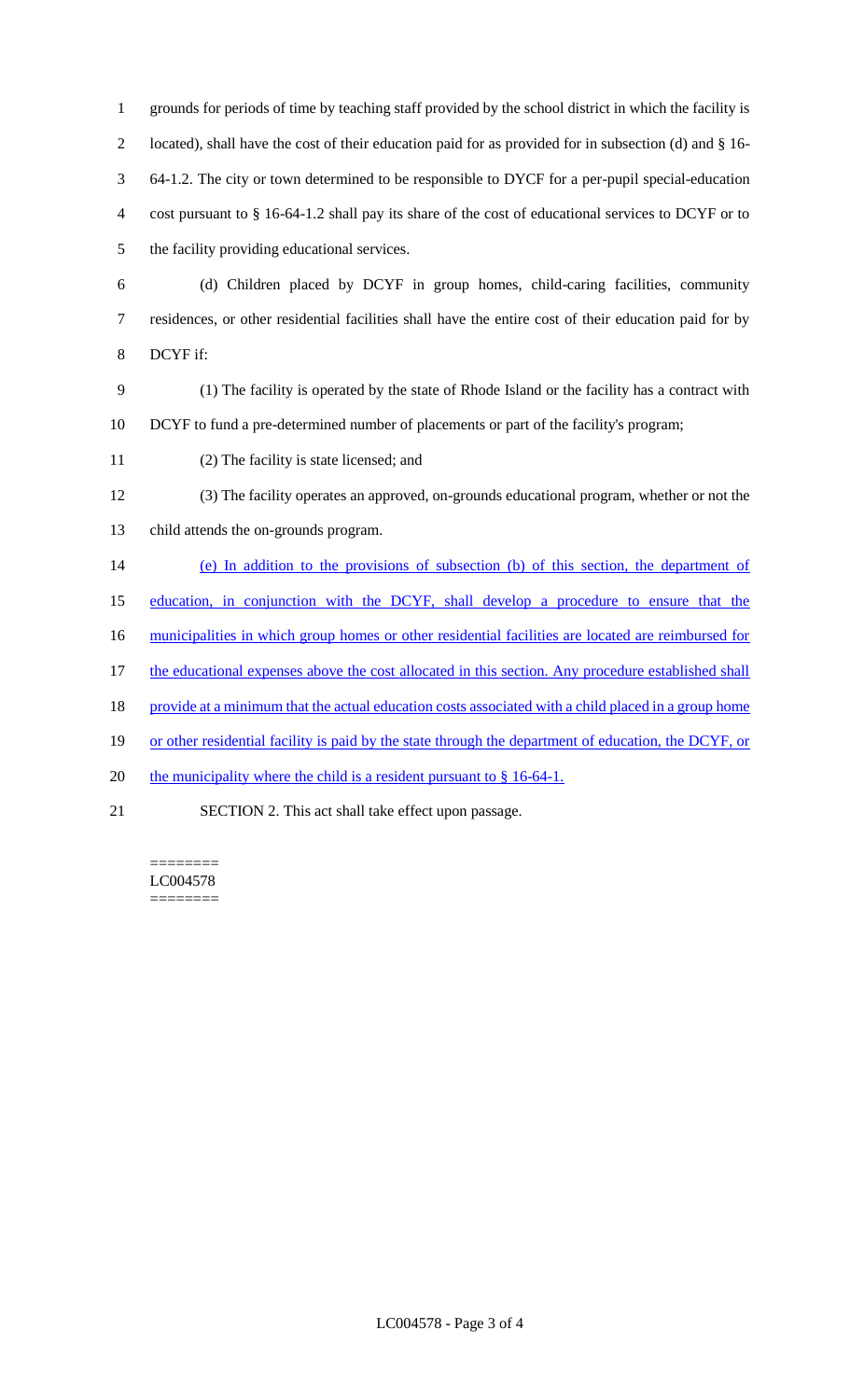grounds for periods of time by teaching staff provided by the school district in which the facility is located), shall have the cost of their education paid for as provided for in subsection (d) and § 16-64-1.2. The city or town determined to be responsible to DYCF for a per-pupil special-education cost pursuant to § 16-64-1.2 shall pay its share of the cost of educational services to DCYF or to the facility providing educational services.

(d) Children placed by DCYF in group homes, child-caring facilities, community residences, or other residential facilities shall have the entire cost of their education paid for by DCYF if:

(1) The facility is operated by the state of Rhode Island or the facility has a contract with DCYF to fund a pre-determined number of placements or part of the facility's program;

(2) The facility is state licensed; and

(3) The facility operates an approved, on-grounds educational program, whether or not the child attends the on-grounds program.

<u>(e) In addition to the provisions of subsection (b) of this section, the department of education, in conjunction with the DCYF, shall develop a procedure to ensure that the municipalities in which group homes or other residential facilities are located are reimbursed for the educational expenses above the cost allocated in this section. Any procedure established shall provide at a minimum that the actual education costs associated with a child placed in a group home or other residential facility is paid by the state through the department of education, the DCYF, or the municipality where the child is a resident pursuant to § 16-64-1.</u>

SECTION 2. This act shall take effect upon passage.

========
LC004578
========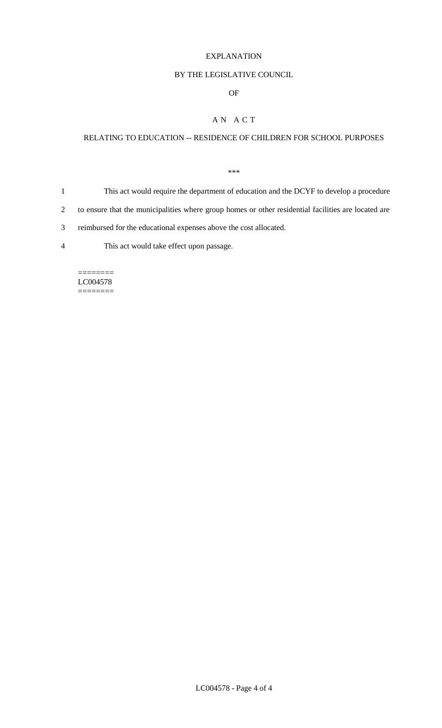EXPLANATION

BY THE LEGISLATIVE COUNCIL

OF

A N A C T

RELATING TO EDUCATION -- RESIDENCE OF CHILDREN FOR SCHOOL PURPOSES

\*\*\*

1 This act would require the department of education and the DCYF to develop a procedure
2 to ensure that the municipalities where group homes or other residential facilities are located are
3 reimbursed for the educational expenses above the cost allocated.

4 This act would take effect upon passage.

========
LC004578
========